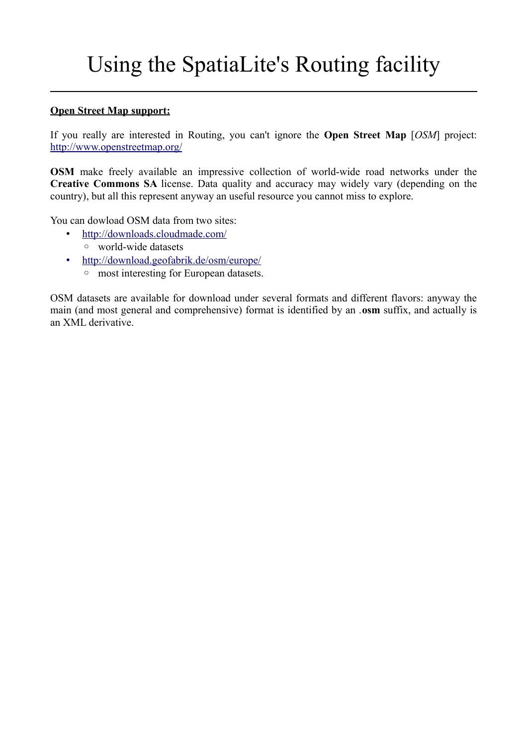# Using the SpatiaLite's Routing facility

**Open Street Map support:**

If you really are interested in Routing, you can't ignore the **Open Street Map** [*OSM*] project: http://www.openstreetmap.org/

**OSM** make freely available an impressive collection of world-wide road networks under the **Creative Commons SA** license. Data quality and accuracy may widely vary (depending on the country), but all this represent anyway an useful resource you cannot miss to explore.

You can dowload OSM data from two sites:

- http://downloads.cloudmade.com/
  - world-wide datasets
- http://download.geofabrik.de/osm/europe/
  - most interesting for European datasets.

OSM datasets are available for download under several formats and different flavors: anyway the main (and most general and comprehensive) format is identified by an .**osm** suffix, and actually is an XML derivative.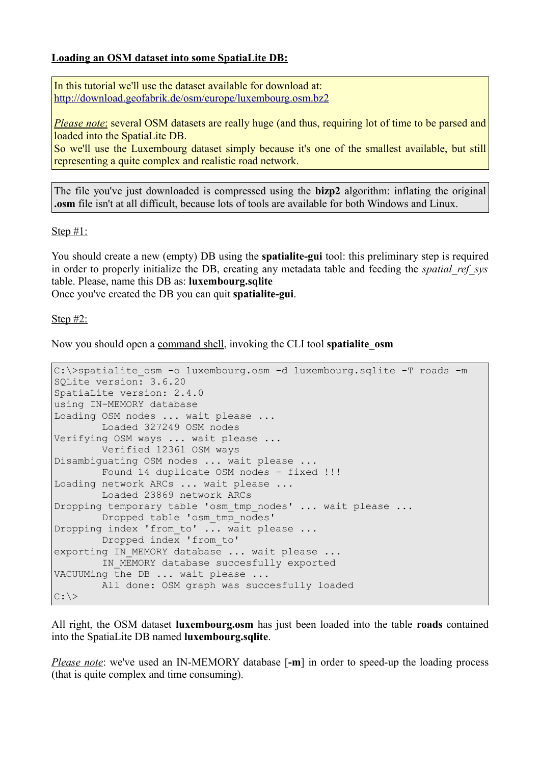**Loading an OSM dataset into some SpatiaLite DB:**

In this tutorial we'll use the dataset available for download at:
http://download.geofabrik.de/osm/europe/luxembourg.osm.bz2

*Please note*: several OSM datasets are really huge (and thus, requiring lot of time to be parsed and loaded into the SpatiaLite DB.
So we'll use the Luxembourg dataset simply because it's one of the smallest available, but still representing a quite complex and realistic road network.

The file you've just downloaded is compressed using the **bizp2** algorithm: inflating the original **.osm** file isn't at all difficult, because lots of tools are available for both Windows and Linux.

Step #1:

You should create a new (empty) DB using the **spatialite-gui** tool: this preliminary step is required in order to properly initialize the DB, creating any metadata table and feeding the *spatial_ref_sys* table. Please, name this DB as: **luxembourg.sqlite**
Once you've created the DB you can quit **spatialite-gui**.

Step #2:

Now you should open a command shell, invoking the CLI tool **spatialite_osm**

```
C:\>spatialite_osm -o luxembourg.osm -d luxembourg.sqlite -T roads -m
SQLite version: 3.6.20
SpatiaLite version: 2.4.0
using IN-MEMORY database
Loading OSM nodes ... wait please ...
        Loaded 327249 OSM nodes
Verifying OSM ways ... wait please ...
        Verified 12361 OSM ways
Disambiguating OSM nodes ... wait please ...
        Found 14 duplicate OSM nodes - fixed !!!
Loading network ARCs ... wait please ...
        Loaded 23869 network ARCs
Dropping temporary table 'osm_tmp_nodes' ... wait please ...
        Dropped table 'osm_tmp_nodes'
Dropping index 'from_to' ... wait please ...
        Dropped index 'from_to'
exporting IN_MEMORY database ... wait please ...
        IN_MEMORY database succesfully exported
VACUUMing the DB ... wait please ...
        All done: OSM graph was succesfully loaded
C:\>
```

All right, the OSM dataset **luxembourg.osm** has just been loaded into the table **roads** contained into the SpatiaLite DB named **luxembourg.sqlite**.

*Please note*: we've used an IN-MEMORY database [**-m**] in order to speed-up the loading process (that is quite complex and time consuming).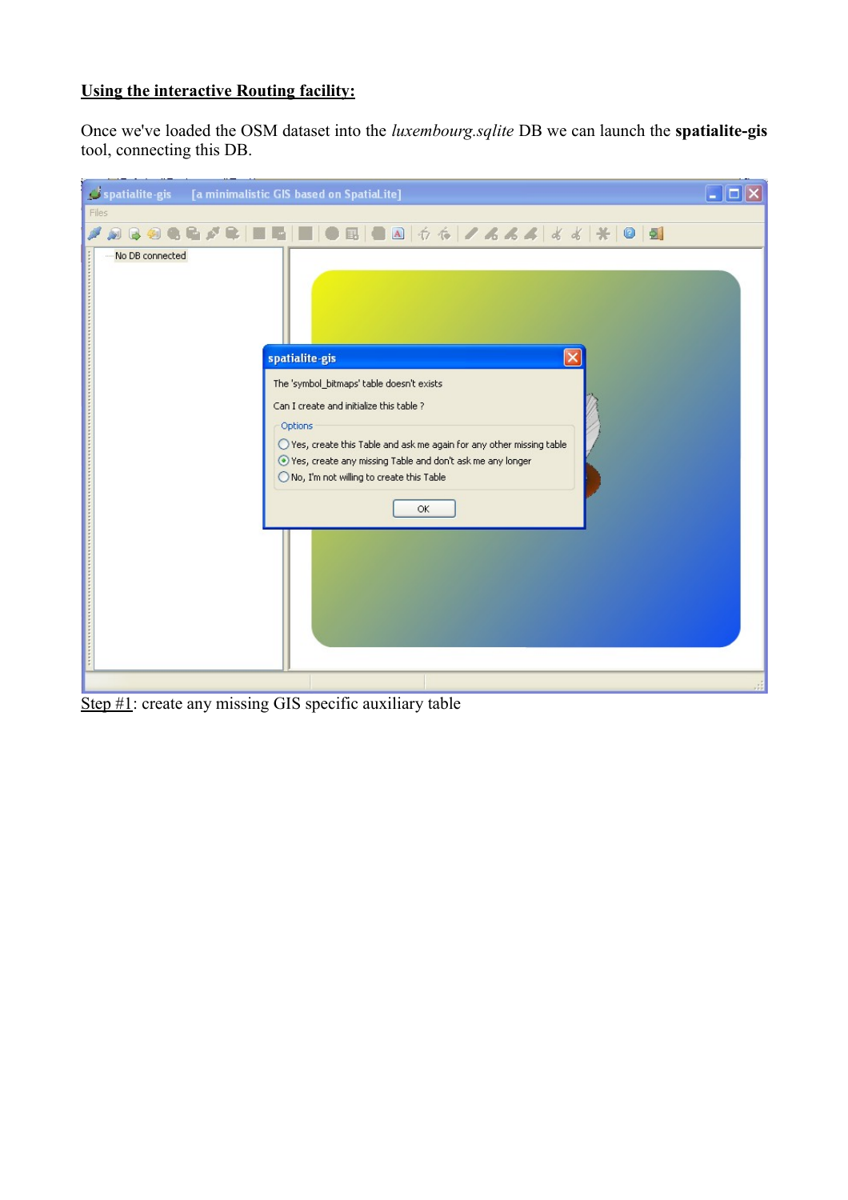**Using the interactive Routing facility:**

Once we've loaded the OSM dataset into the *luxembourg.sqlite* DB we can launch the **spatialite-gis** tool, connecting this DB.

Step #1: create any missing GIS specific auxiliary table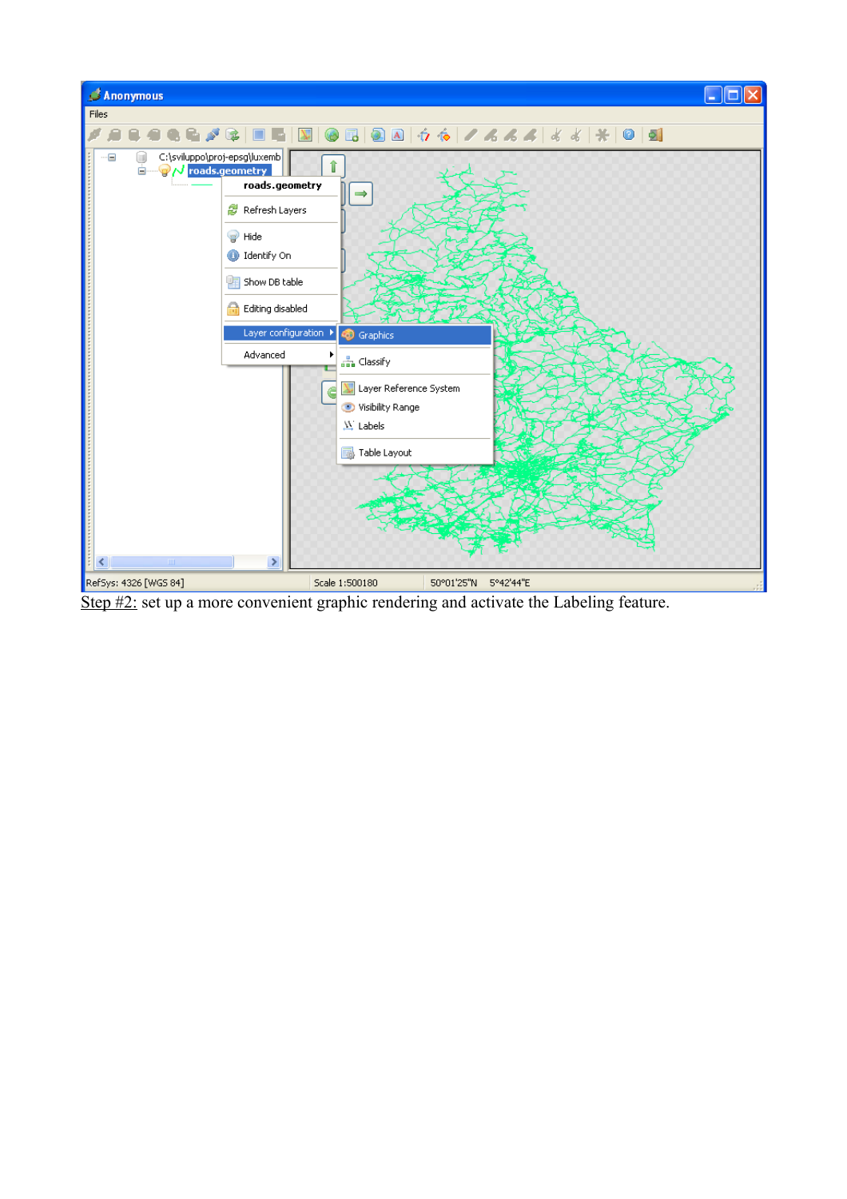Step #2: set up a more convenient graphic rendering and activate the Labeling feature.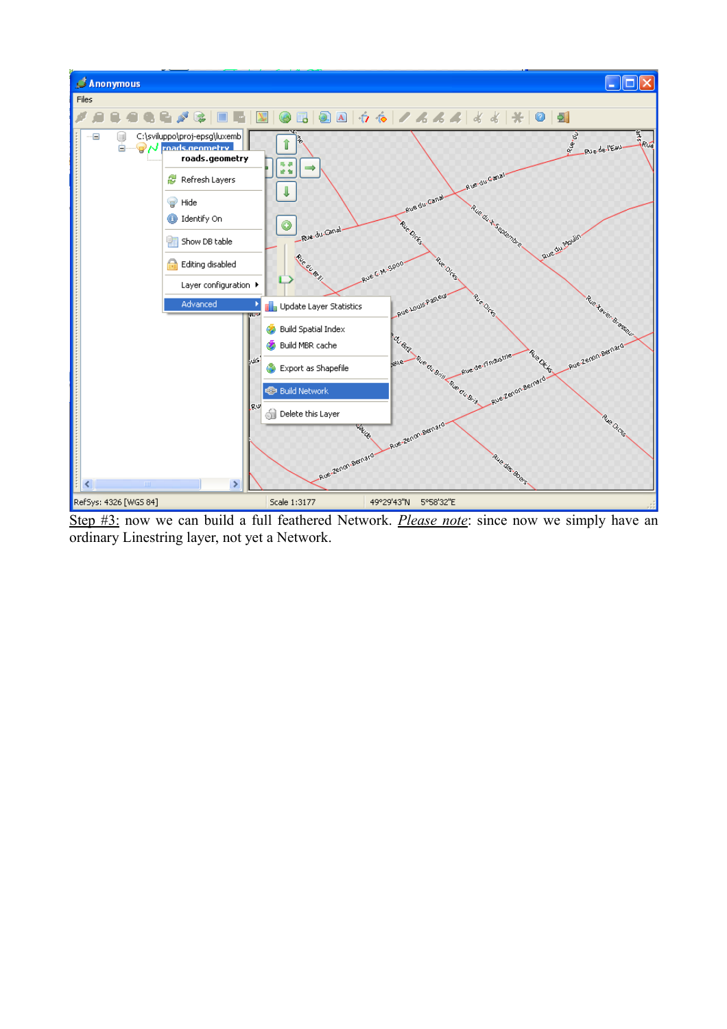Step #3: now we can build a full feathered Network. *Please note*: since now we simply have an ordinary Linestring layer, not yet a Network.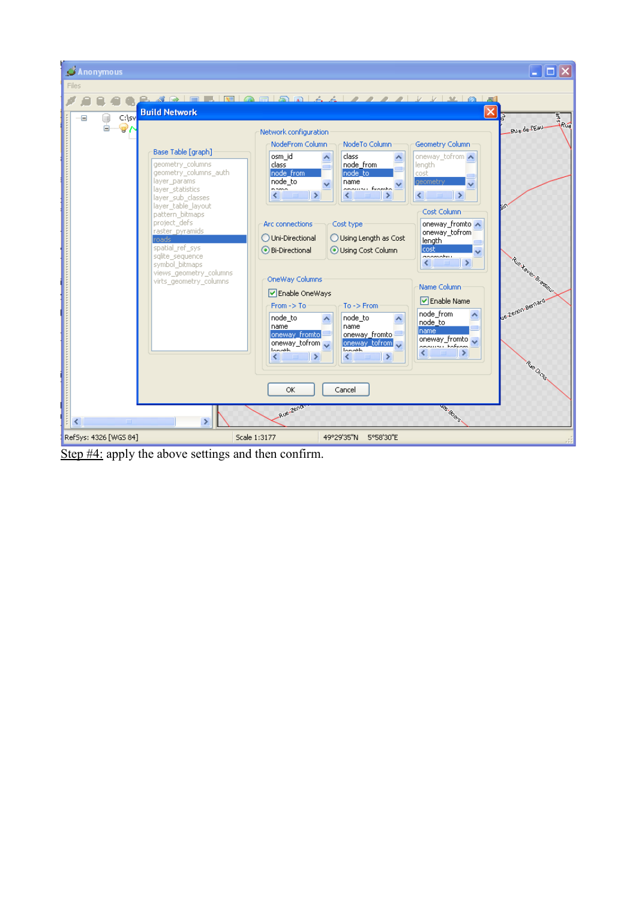Step #4: apply the above settings and then confirm.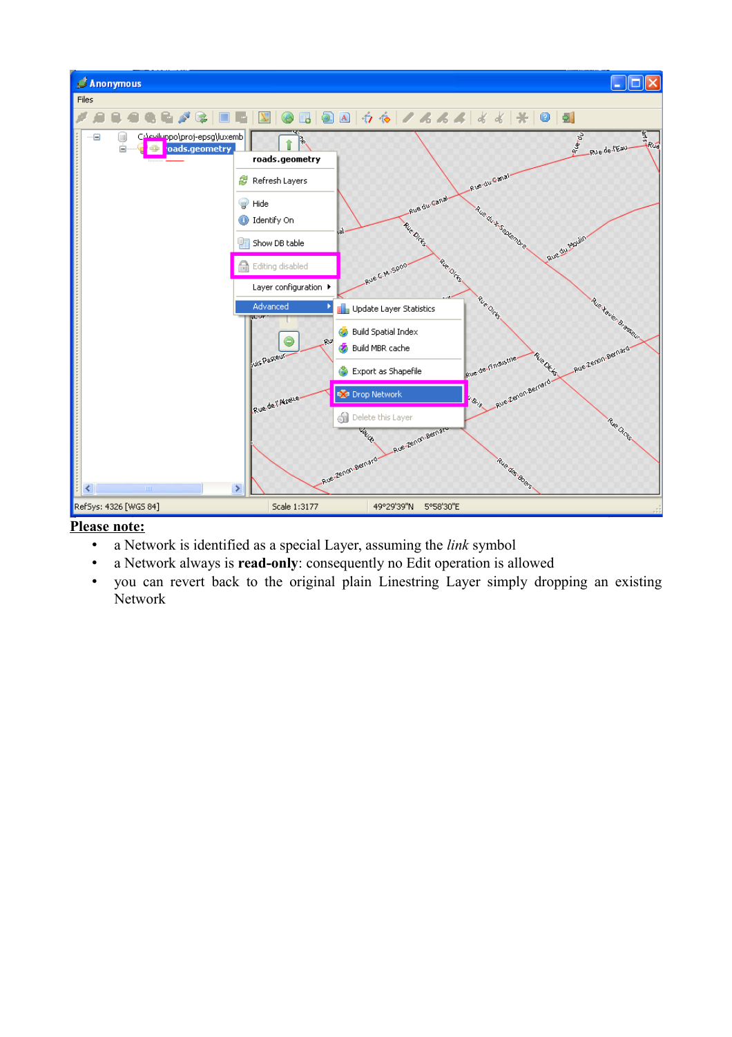**Please note:**

- a Network is identified as a special Layer, assuming the *link* symbol
- a Network always is **read-only**: consequently no Edit operation is allowed
- you can revert back to the original plain Linestring Layer simply dropping an existing Network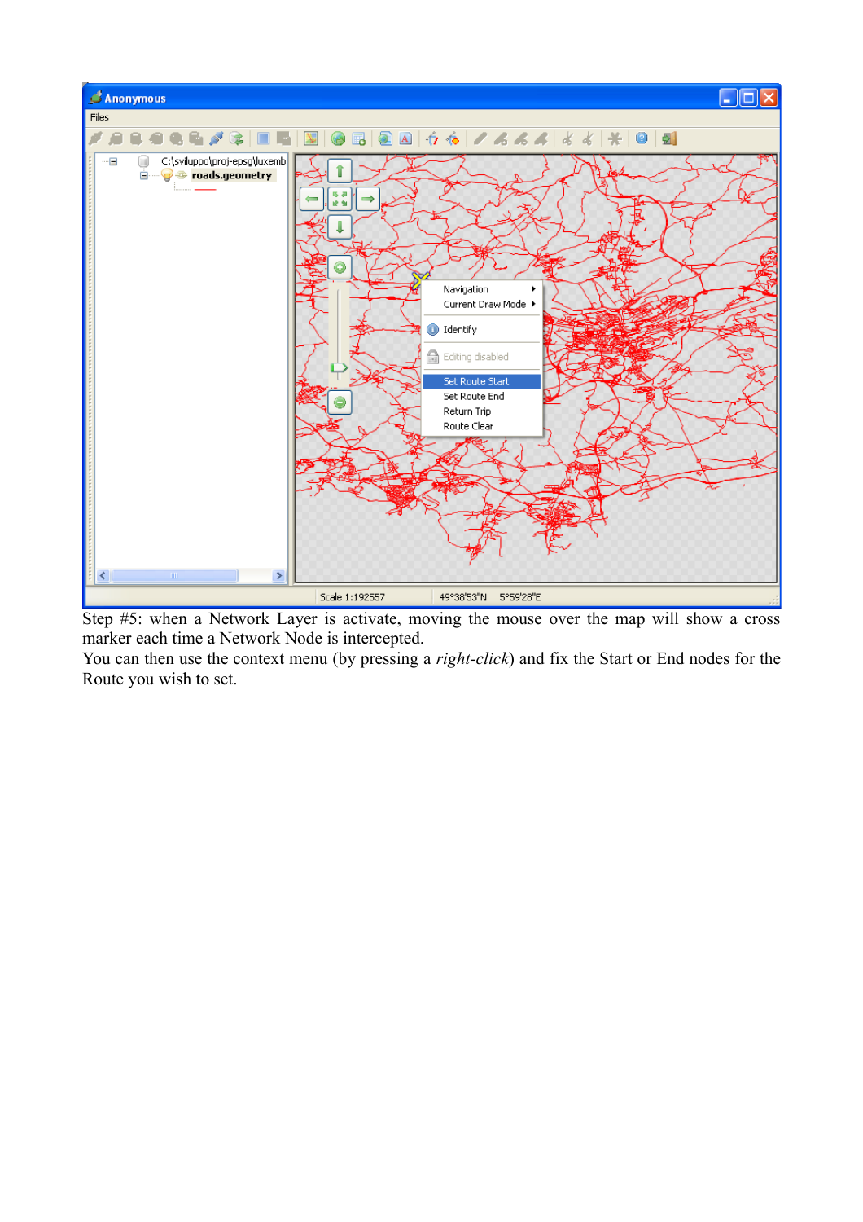Step #5: when a Network Layer is activate, moving the mouse over the map will show a cross marker each time a Network Node is intercepted.

You can then use the context menu (by pressing a *right-click*) and fix the Start or End nodes for the Route you wish to set.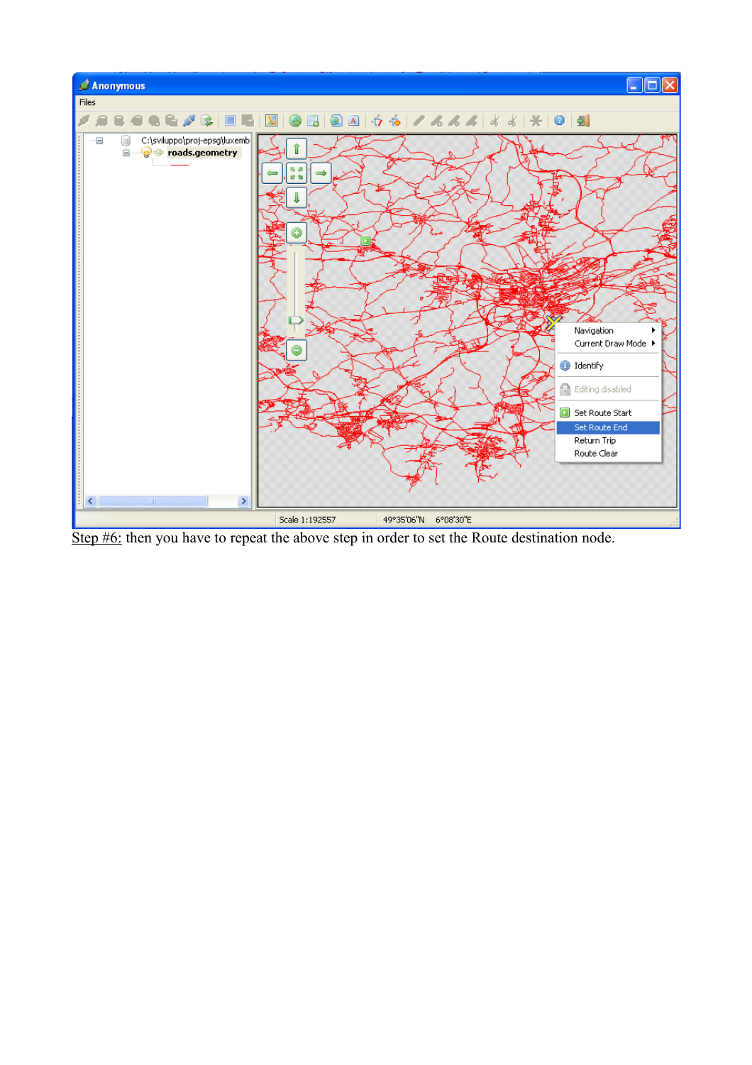Step #6: then you have to repeat the above step in order to set the Route destination node.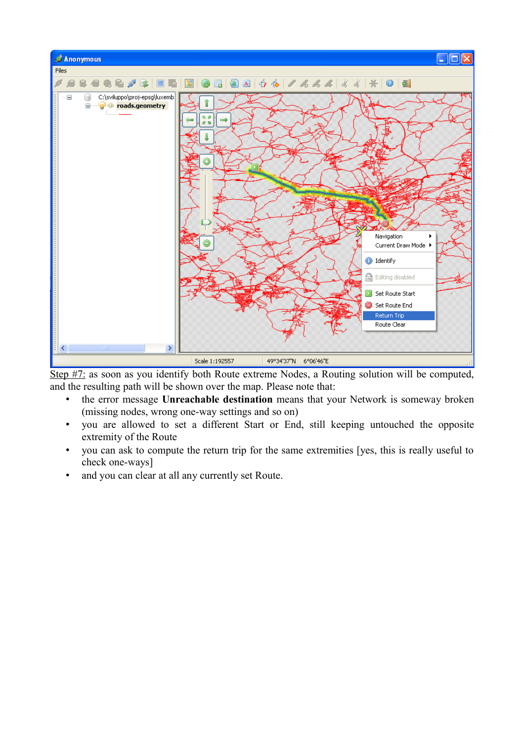Step #7: as soon as you identify both Route extreme Nodes, a Routing solution will be computed, and the resulting path will be shown over the map. Please note that:

- the error message **Unreachable destination** means that your Network is someway broken (missing nodes, wrong one-way settings and so on)
- you are allowed to set a different Start or End, still keeping untouched the opposite extremity of the Route
- you can ask to compute the return trip for the same extremities [yes, this is really useful to check one-ways]
- and you can clear at all any currently set Route.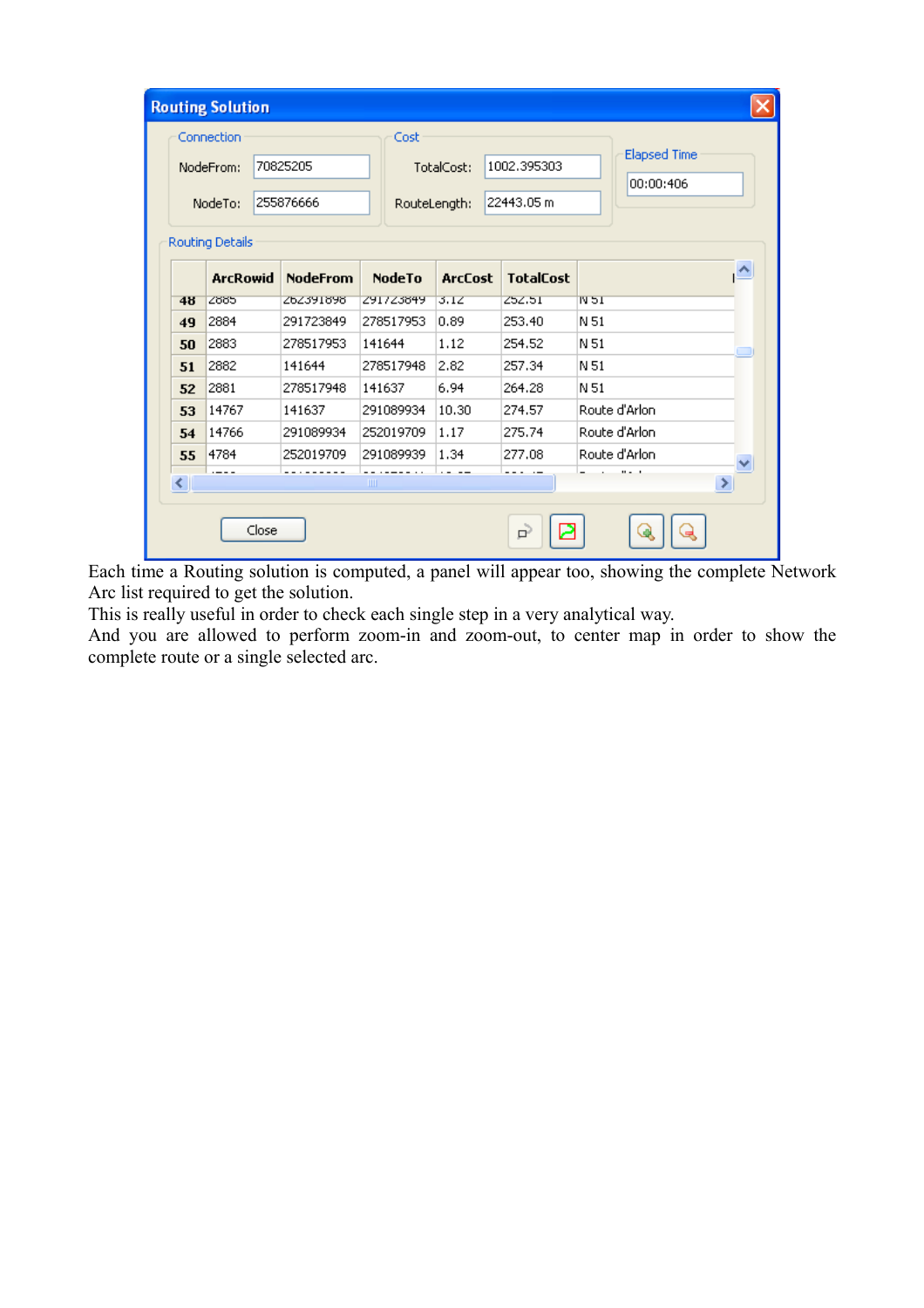**Routing Solution**

Connection

NodeFrom: 70825205

NodeTo: 255876666

Cost

TotalCost: 1002.395303

RouteLength: 22443.05 m

Elapsed Time

00:00:406

Routing Details

| | ArcRowid | NodeFrom | NodeTo | ArcCost | TotalCost | |
|---|---|---|---|---|---|---|
| 48 | 2885 | 262391898 | 291723849 | 3.12 | 252.51 | N 51 |
| 49 | 2884 | 291723849 | 278517953 | 0.89 | 253.40 | N 51 |
| 50 | 2883 | 278517953 | 141644 | 1.12 | 254.52 | N 51 |
| 51 | 2882 | 141644 | 278517948 | 2.82 | 257.34 | N 51 |
| 52 | 2881 | 278517948 | 141637 | 6.94 | 264.28 | N 51 |
| 53 | 14767 | 141637 | 291089934 | 10.30 | 274.57 | Route d'Arlon |
| 54 | 14766 | 291089934 | 252019709 | 1.17 | 275.74 | Route d'Arlon |
| 55 | 4784 | 252019709 | 291089939 | 1.34 | 277.08 | Route d'Arlon |

Close

Each time a Routing solution is computed, a panel will appear too, showing the complete Network Arc list required to get the solution.
This is really useful in order to check each single step in a very analytical way.
And you are allowed to perform zoom-in and zoom-out, to center map in order to show the complete route or a single selected arc.